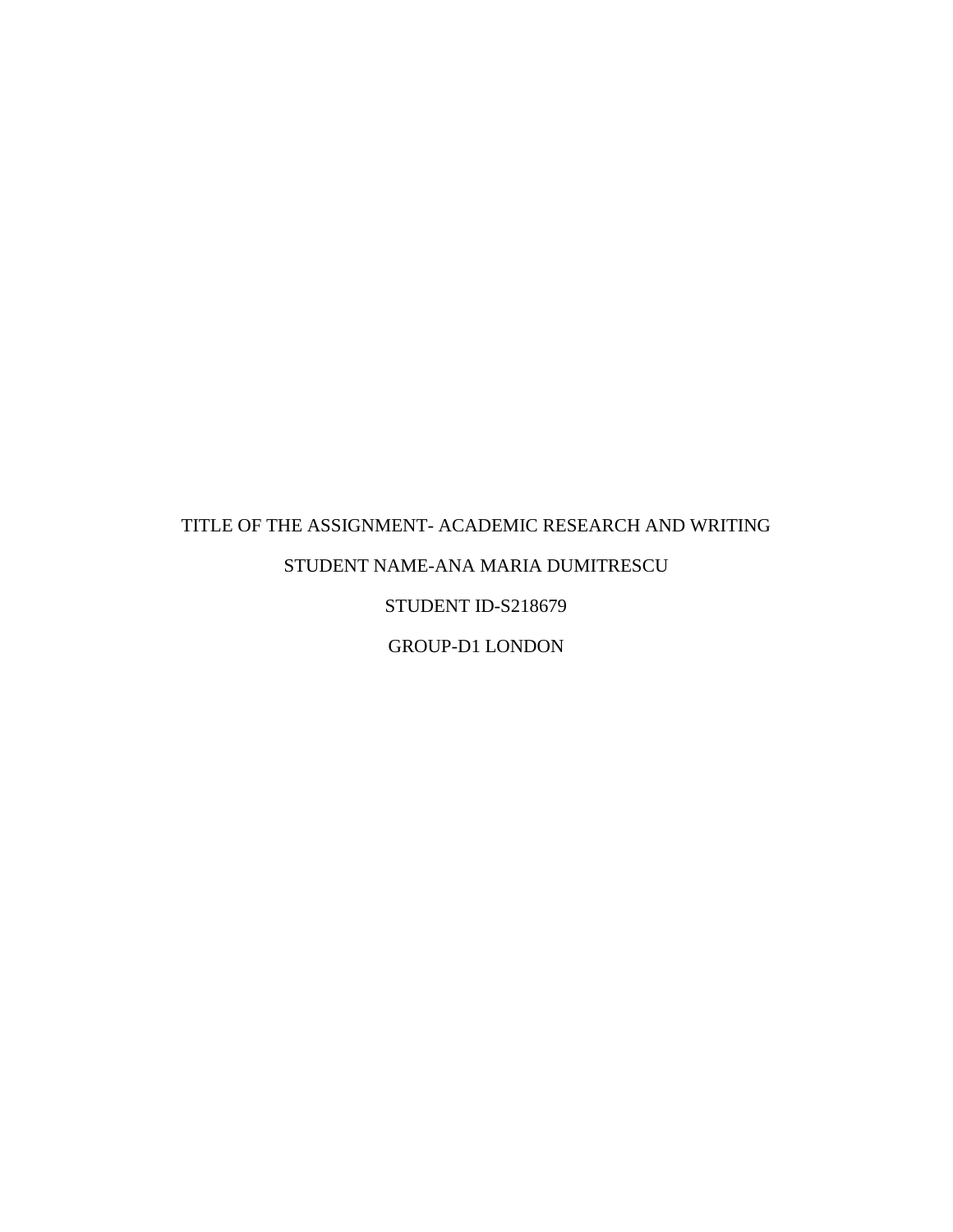TITLE OF THE ASSIGNMENT- ACADEMIC RESEARCH AND WRITING

STUDENT NAME-ANA MARIA DUMITRESCU

STUDENT ID-S218679

GROUP-D1 LONDON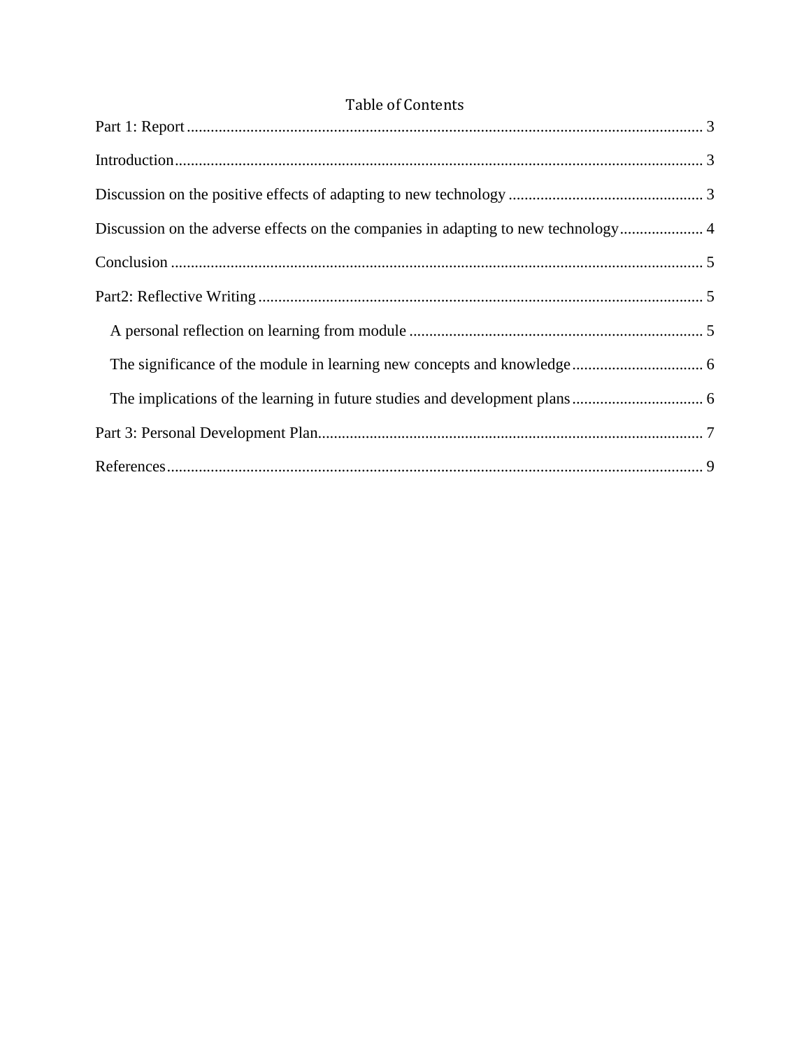# Table of Contents

Part 1: Report ........................................................................................................................ 3

Introduction ............................................................................................................................ 3

Discussion on the positive effects of adapting to new technology ........................................ 3

Discussion on the adverse effects on the companies in adapting to new technology ..................... 4

Conclusion ............................................................................................................................ 5

Part2: Reflective Writing ........................................................................................................ 5

- A personal reflection on learning from module ............................................................... 5
- The significance of the module in learning new concepts and knowledge ........................ 6
- The implications of the learning in future studies and development plans ........................ 6

Part 3: Personal Development Plan ........................................................................................ 7

References .............................................................................................................................. 9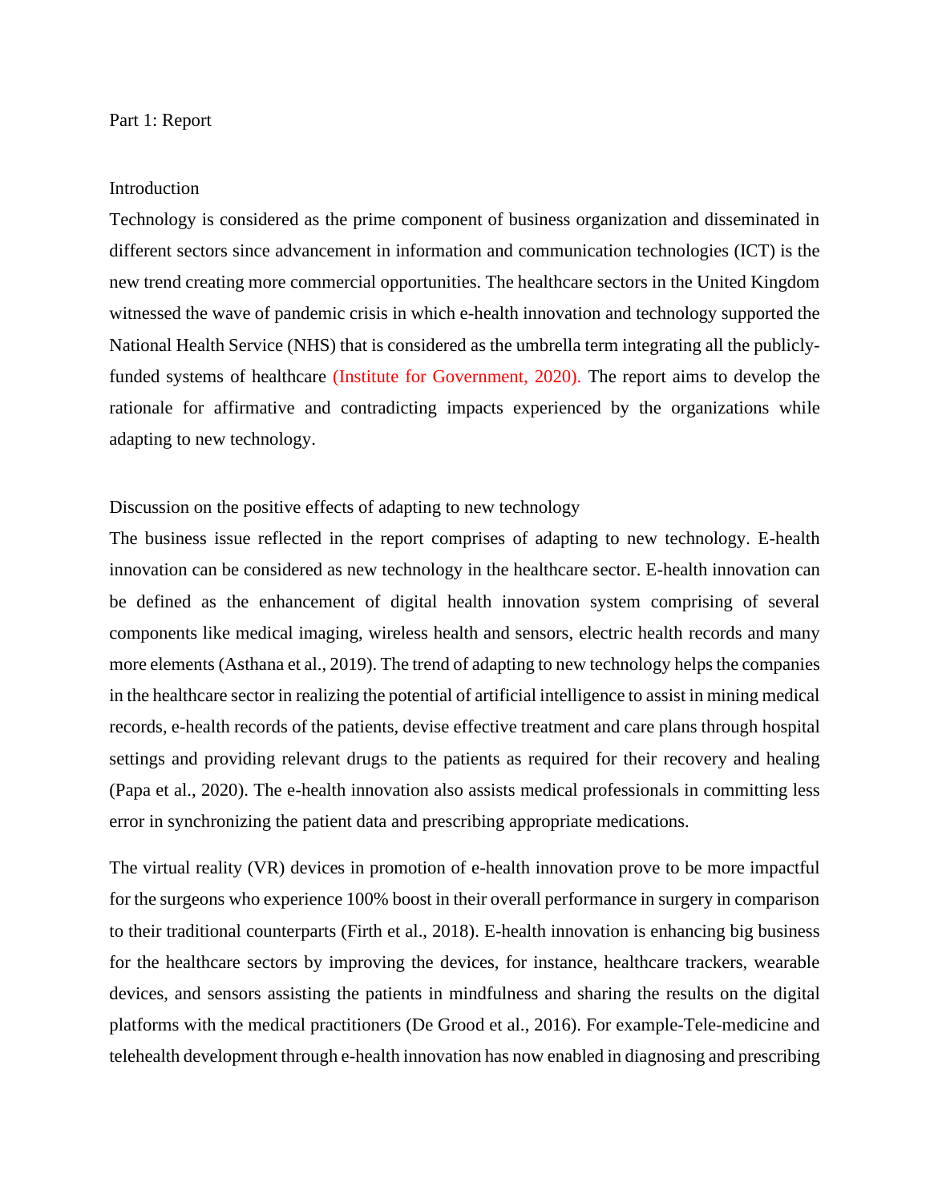Part 1: Report

## Introduction

Technology is considered as the prime component of business organization and disseminated in different sectors since advancement in information and communication technologies (ICT) is the new trend creating more commercial opportunities. The healthcare sectors in the United Kingdom witnessed the wave of pandemic crisis in which e-health innovation and technology supported the National Health Service (NHS) that is considered as the umbrella term integrating all the publicly-funded systems of healthcare (Institute for Government, 2020). The report aims to develop the rationale for affirmative and contradicting impacts experienced by the organizations while adapting to new technology.

## Discussion on the positive effects of adapting to new technology

The business issue reflected in the report comprises of adapting to new technology. E-health innovation can be considered as new technology in the healthcare sector. E-health innovation can be defined as the enhancement of digital health innovation system comprising of several components like medical imaging, wireless health and sensors, electric health records and many more elements (Asthana et al., 2019). The trend of adapting to new technology helps the companies in the healthcare sector in realizing the potential of artificial intelligence to assist in mining medical records, e-health records of the patients, devise effective treatment and care plans through hospital settings and providing relevant drugs to the patients as required for their recovery and healing (Papa et al., 2020). The e-health innovation also assists medical professionals in committing less error in synchronizing the patient data and prescribing appropriate medications.

The virtual reality (VR) devices in promotion of e-health innovation prove to be more impactful for the surgeons who experience 100% boost in their overall performance in surgery in comparison to their traditional counterparts (Firth et al., 2018). E-health innovation is enhancing big business for the healthcare sectors by improving the devices, for instance, healthcare trackers, wearable devices, and sensors assisting the patients in mindfulness and sharing the results on the digital platforms with the medical practitioners (De Grood et al., 2016). For example-Tele-medicine and telehealth development through e-health innovation has now enabled in diagnosing and prescribing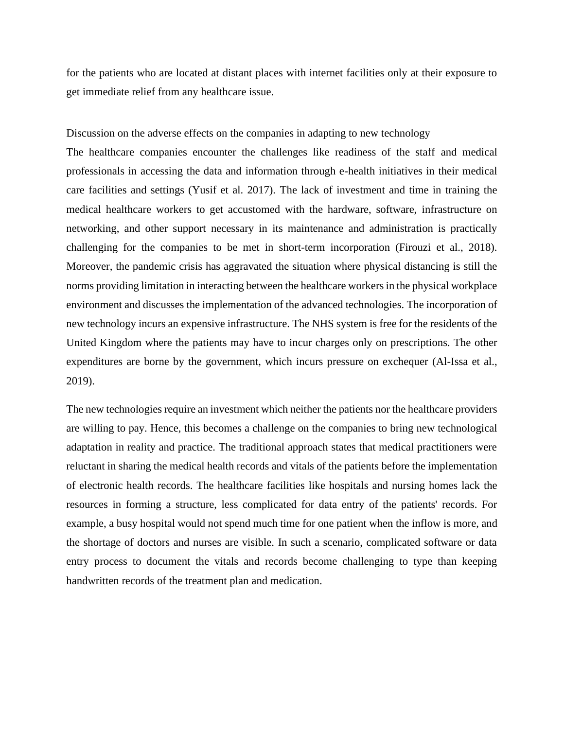for the patients who are located at distant places with internet facilities only at their exposure to get immediate relief from any healthcare issue.

## Discussion on the adverse effects on the companies in adapting to new technology

The healthcare companies encounter the challenges like readiness of the staff and medical professionals in accessing the data and information through e-health initiatives in their medical care facilities and settings (Yusif et al. 2017). The lack of investment and time in training the medical healthcare workers to get accustomed with the hardware, software, infrastructure on networking, and other support necessary in its maintenance and administration is practically challenging for the companies to be met in short-term incorporation (Firouzi et al., 2018). Moreover, the pandemic crisis has aggravated the situation where physical distancing is still the norms providing limitation in interacting between the healthcare workers in the physical workplace environment and discusses the implementation of the advanced technologies. The incorporation of new technology incurs an expensive infrastructure. The NHS system is free for the residents of the United Kingdom where the patients may have to incur charges only on prescriptions. The other expenditures are borne by the government, which incurs pressure on exchequer (Al-Issa et al., 2019).

The new technologies require an investment which neither the patients nor the healthcare providers are willing to pay. Hence, this becomes a challenge on the companies to bring new technological adaptation in reality and practice. The traditional approach states that medical practitioners were reluctant in sharing the medical health records and vitals of the patients before the implementation of electronic health records. The healthcare facilities like hospitals and nursing homes lack the resources in forming a structure, less complicated for data entry of the patients' records. For example, a busy hospital would not spend much time for one patient when the inflow is more, and the shortage of doctors and nurses are visible. In such a scenario, complicated software or data entry process to document the vitals and records become challenging to type than keeping handwritten records of the treatment plan and medication.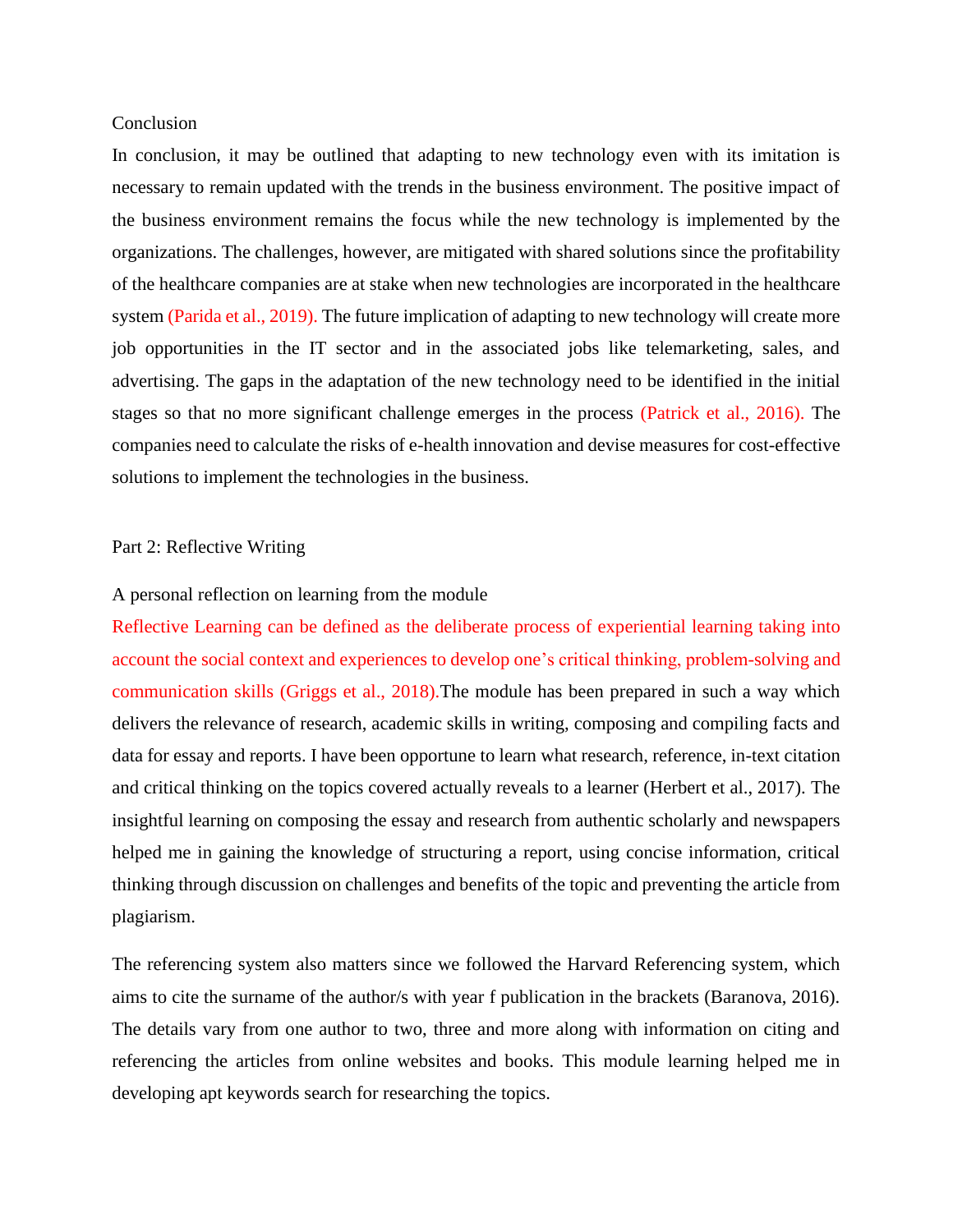## Conclusion

In conclusion, it may be outlined that adapting to new technology even with its imitation is necessary to remain updated with the trends in the business environment. The positive impact of the business environment remains the focus while the new technology is implemented by the organizations. The challenges, however, are mitigated with shared solutions since the profitability of the healthcare companies are at stake when new technologies are incorporated in the healthcare system (Parida et al., 2019). The future implication of adapting to new technology will create more job opportunities in the IT sector and in the associated jobs like telemarketing, sales, and advertising. The gaps in the adaptation of the new technology need to be identified in the initial stages so that no more significant challenge emerges in the process (Patrick et al., 2016). The companies need to calculate the risks of e-health innovation and devise measures for cost-effective solutions to implement the technologies in the business.

# Part 2: Reflective Writing

## A personal reflection on learning from the module

Reflective Learning can be defined as the deliberate process of experiential learning taking into account the social context and experiences to develop one's critical thinking, problem-solving and communication skills (Griggs et al., 2018).The module has been prepared in such a way which delivers the relevance of research, academic skills in writing, composing and compiling facts and data for essay and reports. I have been opportune to learn what research, reference, in-text citation and critical thinking on the topics covered actually reveals to a learner (Herbert et al., 2017). The insightful learning on composing the essay and research from authentic scholarly and newspapers helped me in gaining the knowledge of structuring a report, using concise information, critical thinking through discussion on challenges and benefits of the topic and preventing the article from plagiarism.

The referencing system also matters since we followed the Harvard Referencing system, which aims to cite the surname of the author/s with year f publication in the brackets (Baranova, 2016). The details vary from one author to two, three and more along with information on citing and referencing the articles from online websites and books. This module learning helped me in developing apt keywords search for researching the topics.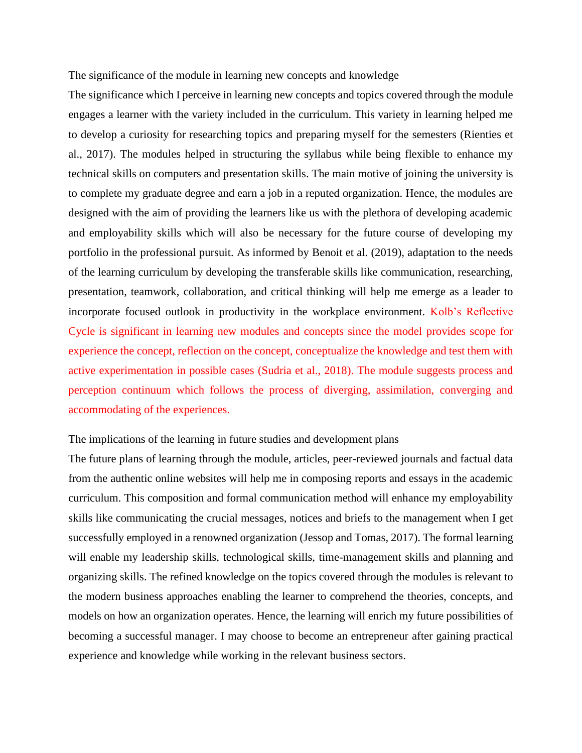## The significance of the module in learning new concepts and knowledge

The significance which I perceive in learning new concepts and topics covered through the module engages a learner with the variety included in the curriculum. This variety in learning helped me to develop a curiosity for researching topics and preparing myself for the semesters (Rienties et al., 2017). The modules helped in structuring the syllabus while being flexible to enhance my technical skills on computers and presentation skills. The main motive of joining the university is to complete my graduate degree and earn a job in a reputed organization. Hence, the modules are designed with the aim of providing the learners like us with the plethora of developing academic and employability skills which will also be necessary for the future course of developing my portfolio in the professional pursuit. As informed by Benoit et al. (2019), adaptation to the needs of the learning curriculum by developing the transferable skills like communication, researching, presentation, teamwork, collaboration, and critical thinking will help me emerge as a leader to incorporate focused outlook in productivity in the workplace environment. Kolb's Reflective Cycle is significant in learning new modules and concepts since the model provides scope for experience the concept, reflection on the concept, conceptualize the knowledge and test them with active experimentation in possible cases (Sudria et al., 2018). The module suggests process and perception continuum which follows the process of diverging, assimilation, converging and accommodating of the experiences.

## The implications of the learning in future studies and development plans

The future plans of learning through the module, articles, peer-reviewed journals and factual data from the authentic online websites will help me in composing reports and essays in the academic curriculum. This composition and formal communication method will enhance my employability skills like communicating the crucial messages, notices and briefs to the management when I get successfully employed in a renowned organization (Jessop and Tomas, 2017). The formal learning will enable my leadership skills, technological skills, time-management skills and planning and organizing skills. The refined knowledge on the topics covered through the modules is relevant to the modern business approaches enabling the learner to comprehend the theories, concepts, and models on how an organization operates. Hence, the learning will enrich my future possibilities of becoming a successful manager. I may choose to become an entrepreneur after gaining practical experience and knowledge while working in the relevant business sectors.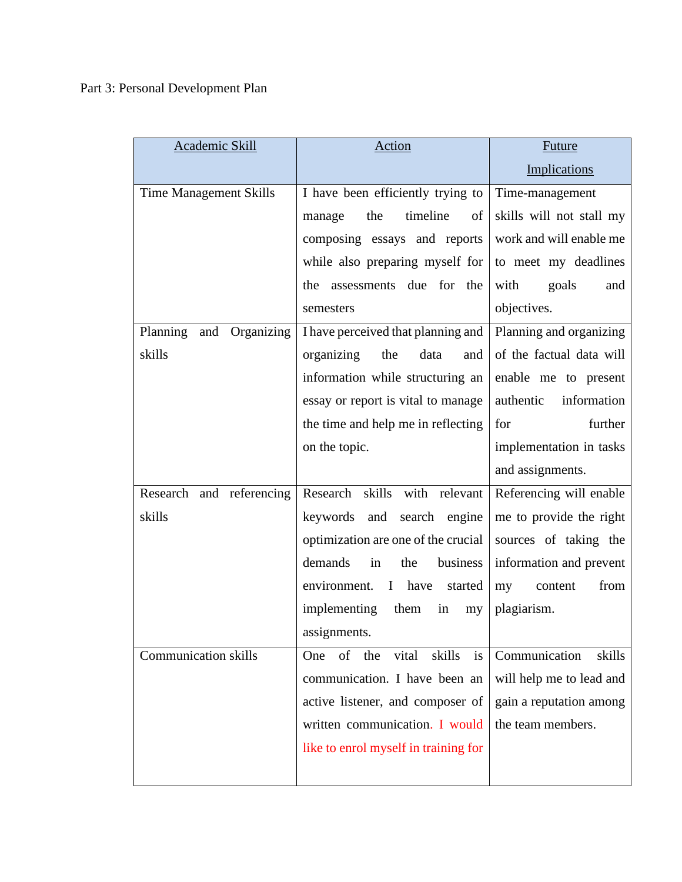Part 3: Personal Development Plan

| Academic Skill | Action | Future Implications |
|---|---|---|
| Time Management Skills | I have been efficiently trying to manage the timeline of composing essays and reports while also preparing myself for the assessments due for the semesters | Time-management skills will not stall my work and will enable me to meet my deadlines with goals and objectives. |
| Planning and Organizing skills | I have perceived that planning and organizing the data and information while structuring an essay or report is vital to manage the time and help me in reflecting on the topic. | Planning and organizing of the factual data will enable me to present authentic information for further implementation in tasks and assignments. |
| Research and referencing skills | Research skills with relevant keywords and search engine optimization are one of the crucial demands in the business environment. I have started implementing them in my assignments. | Referencing will enable me to provide the right sources of taking the information and prevent my content from plagiarism. |
| Communication skills | One of the vital skills is communication. I have been an active listener, and composer of written communication. I would like to enrol myself in training for | Communication skills will help me to lead and gain a reputation among the team members. |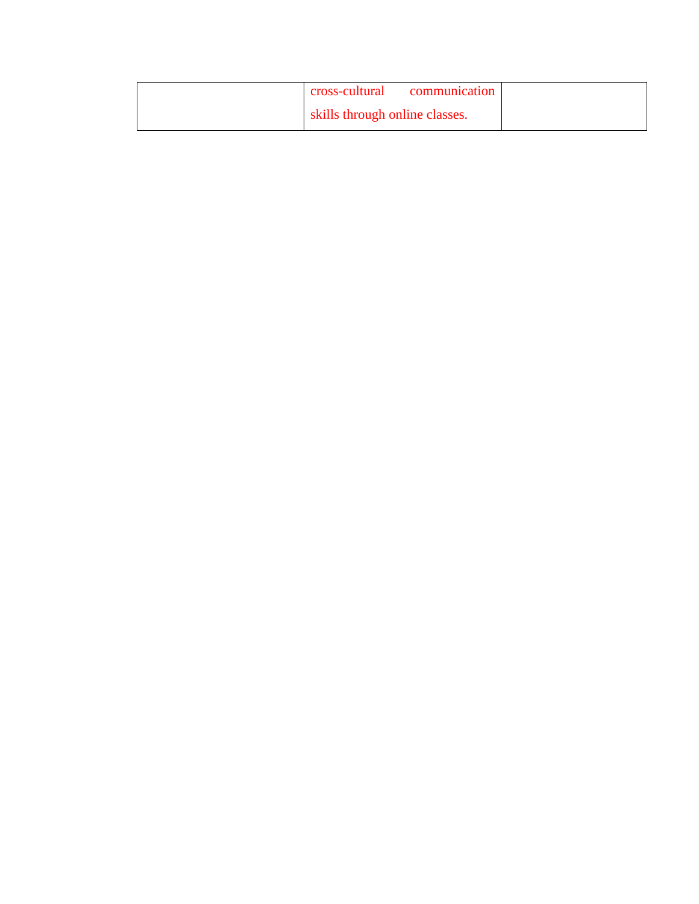| | | |
|---|---|---|
| | cross-cultural communication skills through online classes. | |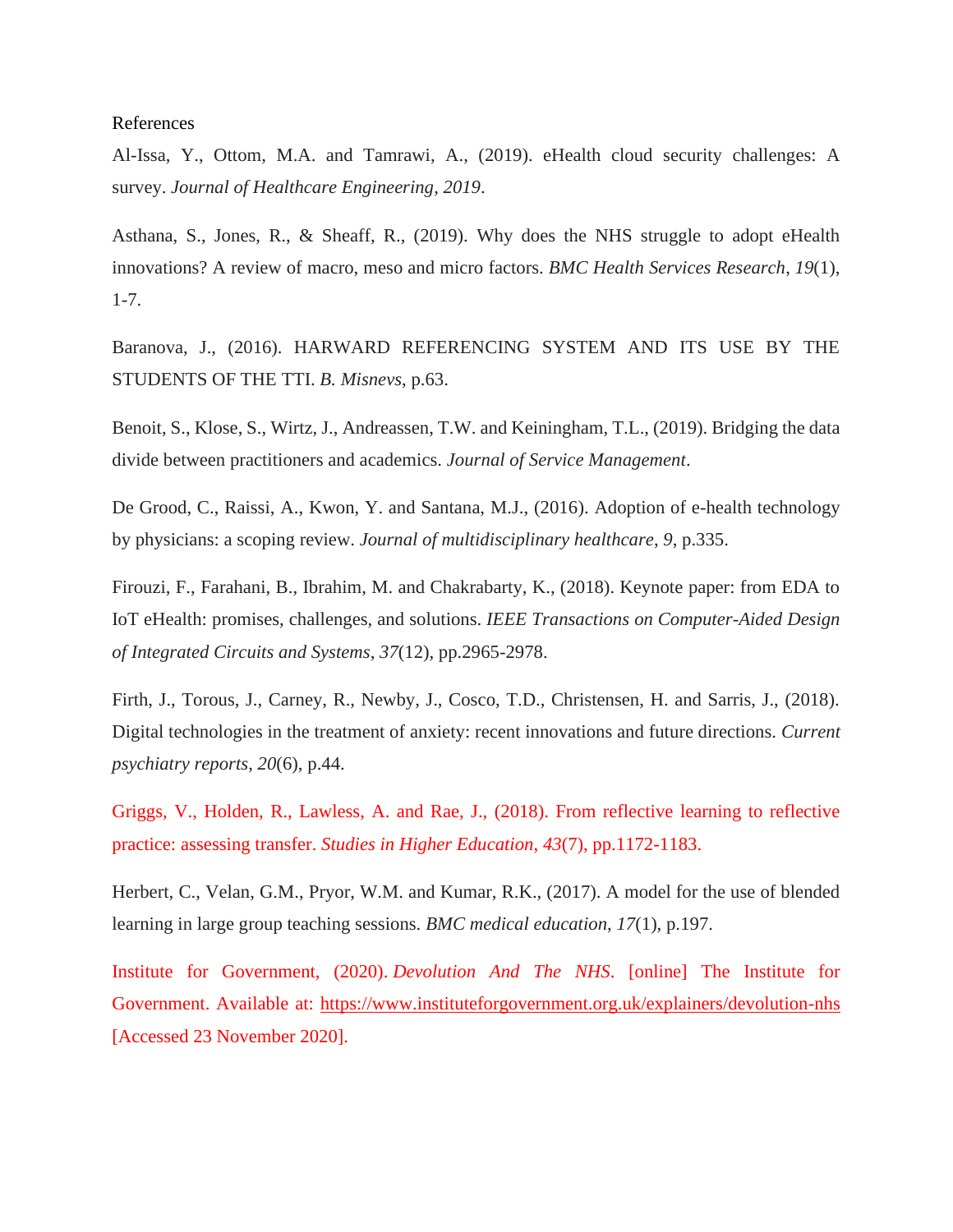References

Al-Issa, Y., Ottom, M.A. and Tamrawi, A., (2019). eHealth cloud security challenges: A survey. *Journal of Healthcare Engineering*, *2019*.

Asthana, S., Jones, R., & Sheaff, R., (2019). Why does the NHS struggle to adopt eHealth innovations? A review of macro, meso and micro factors. *BMC Health Services Research*, *19*(1), 1-7.

Baranova, J., (2016). HARWARD REFERENCING SYSTEM AND ITS USE BY THE STUDENTS OF THE TTI. *B. Misnevs*, p.63.

Benoit, S., Klose, S., Wirtz, J., Andreassen, T.W. and Keiningham, T.L., (2019). Bridging the data divide between practitioners and academics. *Journal of Service Management*.

De Grood, C., Raissi, A., Kwon, Y. and Santana, M.J., (2016). Adoption of e-health technology by physicians: a scoping review. *Journal of multidisciplinary healthcare*, *9*, p.335.

Firouzi, F., Farahani, B., Ibrahim, M. and Chakrabarty, K., (2018). Keynote paper: from EDA to IoT eHealth: promises, challenges, and solutions. *IEEE Transactions on Computer-Aided Design of Integrated Circuits and Systems*, *37*(12), pp.2965-2978.

Firth, J., Torous, J., Carney, R., Newby, J., Cosco, T.D., Christensen, H. and Sarris, J., (2018). Digital technologies in the treatment of anxiety: recent innovations and future directions. *Current psychiatry reports*, *20*(6), p.44.

Griggs, V., Holden, R., Lawless, A. and Rae, J., (2018). From reflective learning to reflective practice: assessing transfer. *Studies in Higher Education*, *43*(7), pp.1172-1183.

Herbert, C., Velan, G.M., Pryor, W.M. and Kumar, R.K., (2017). A model for the use of blended learning in large group teaching sessions. *BMC medical education*, *17*(1), p.197.

Institute for Government, (2020). *Devolution And The NHS*. [online] The Institute for Government. Available at: https://www.instituteforgovernment.org.uk/explainers/devolution-nhs [Accessed 23 November 2020].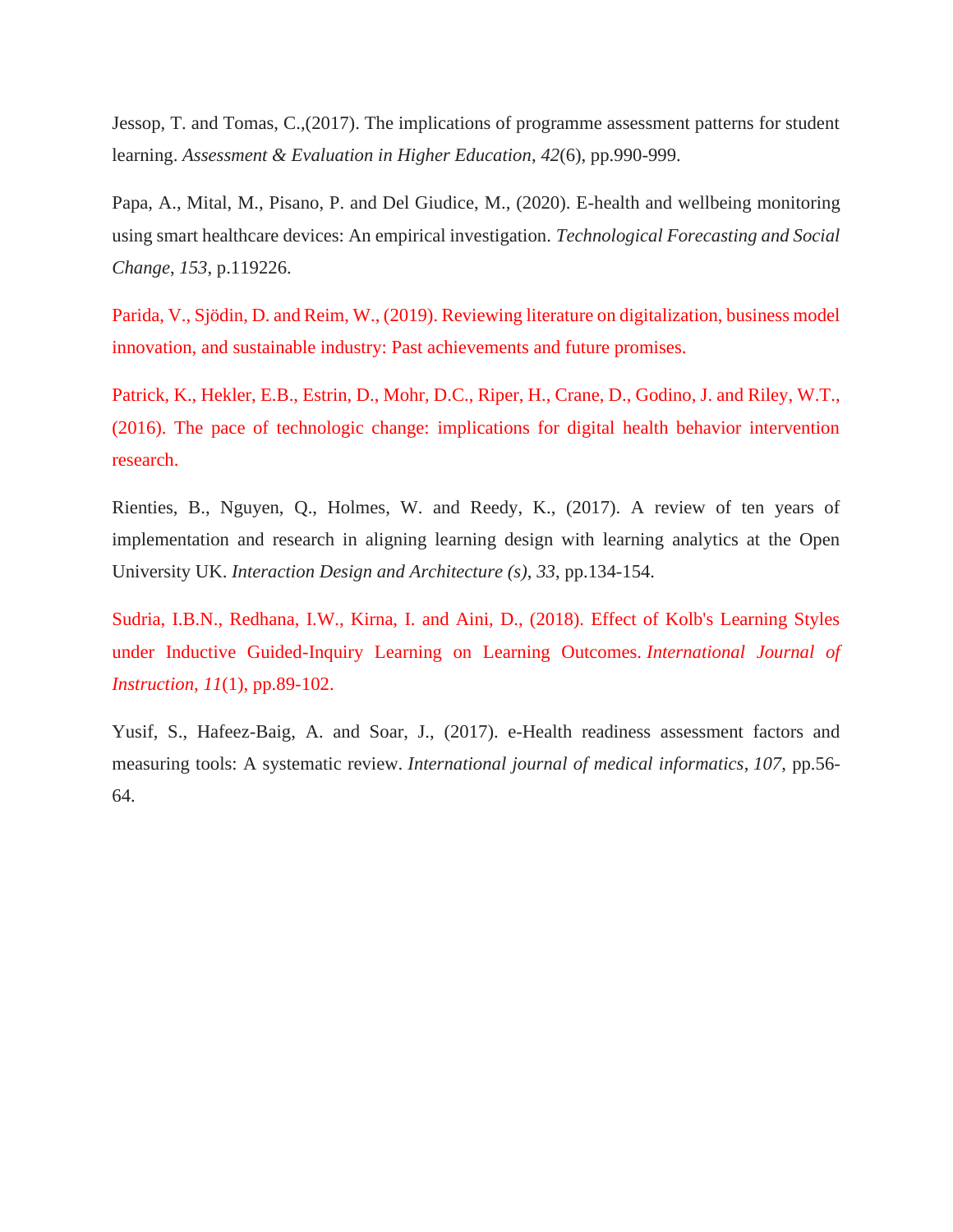Jessop, T. and Tomas, C.,(2017). The implications of programme assessment patterns for student learning. *Assessment & Evaluation in Higher Education*, *42*(6), pp.990-999.

Papa, A., Mital, M., Pisano, P. and Del Giudice, M., (2020). E-health and wellbeing monitoring using smart healthcare devices: An empirical investigation. *Technological Forecasting and Social Change*, *153*, p.119226.

Parida, V., Sjödin, D. and Reim, W., (2019). Reviewing literature on digitalization, business model innovation, and sustainable industry: Past achievements and future promises.

Patrick, K., Hekler, E.B., Estrin, D., Mohr, D.C., Riper, H., Crane, D., Godino, J. and Riley, W.T., (2016). The pace of technologic change: implications for digital health behavior intervention research.

Rienties, B., Nguyen, Q., Holmes, W. and Reedy, K., (2017). A review of ten years of implementation and research in aligning learning design with learning analytics at the Open University UK. *Interaction Design and Architecture (s)*, *33*, pp.134-154.

Sudria, I.B.N., Redhana, I.W., Kirna, I. and Aini, D., (2018). Effect of Kolb's Learning Styles under Inductive Guided-Inquiry Learning on Learning Outcomes. *International Journal of Instruction*, *11*(1), pp.89-102.

Yusif, S., Hafeez-Baig, A. and Soar, J., (2017). e-Health readiness assessment factors and measuring tools: A systematic review. *International journal of medical informatics*, *107*, pp.56-64.